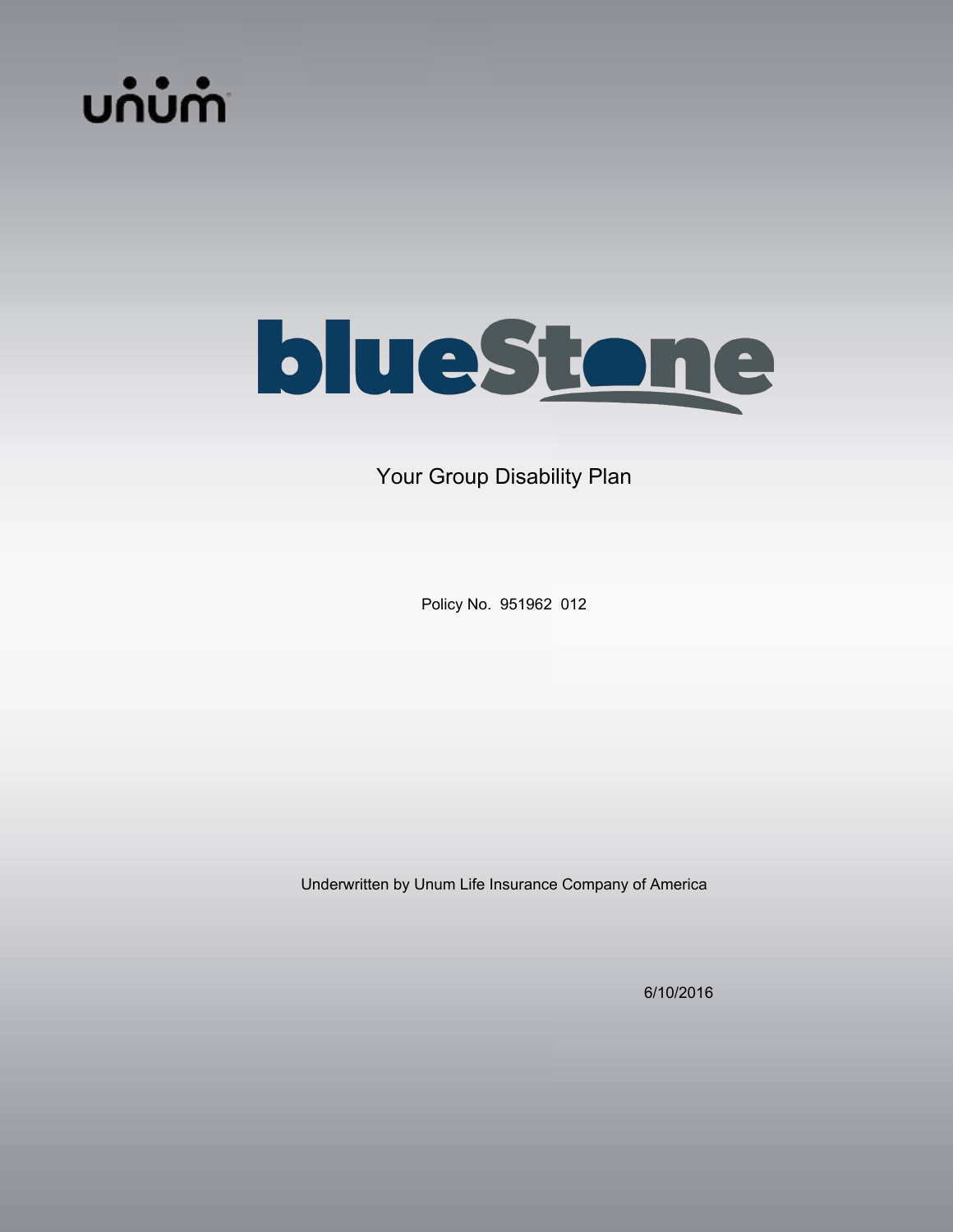unum

blueStone

# Your Group Disability Plan

Policy No. 951962 012

Underwritten by Unum Life Insurance Company of America

6/10/2016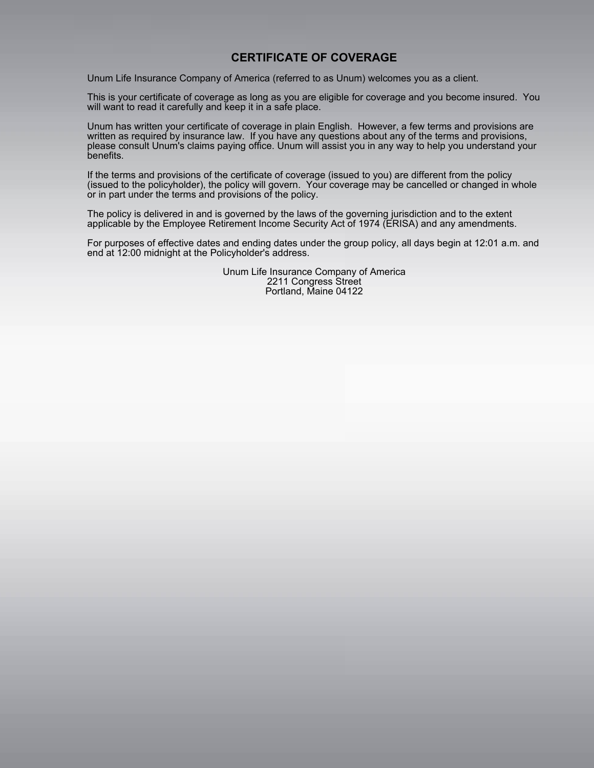# CERTIFICATE OF COVERAGE

Unum Life Insurance Company of America (referred to as Unum) welcomes you as a client.

This is your certificate of coverage as long as you are eligible for coverage and you become insured. You will want to read it carefully and keep it in a safe place.

Unum has written your certificate of coverage in plain English. However, a few terms and provisions are written as required by insurance law. If you have any questions about any of the terms and provisions, please consult Unum's claims paying office. Unum will assist you in any way to help you understand your benefits.

If the terms and provisions of the certificate of coverage (issued to you) are different from the policy (issued to the policyholder), the policy will govern. Your coverage may be cancelled or changed in whole or in part under the terms and provisions of the policy.

The policy is delivered in and is governed by the laws of the governing jurisdiction and to the extent applicable by the Employee Retirement Income Security Act of 1974 (ERISA) and any amendments.

For purposes of effective dates and ending dates under the group policy, all days begin at 12:01 a.m. and end at 12:00 midnight at the Policyholder's address.

Unum Life Insurance Company of America
2211 Congress Street
Portland, Maine 04122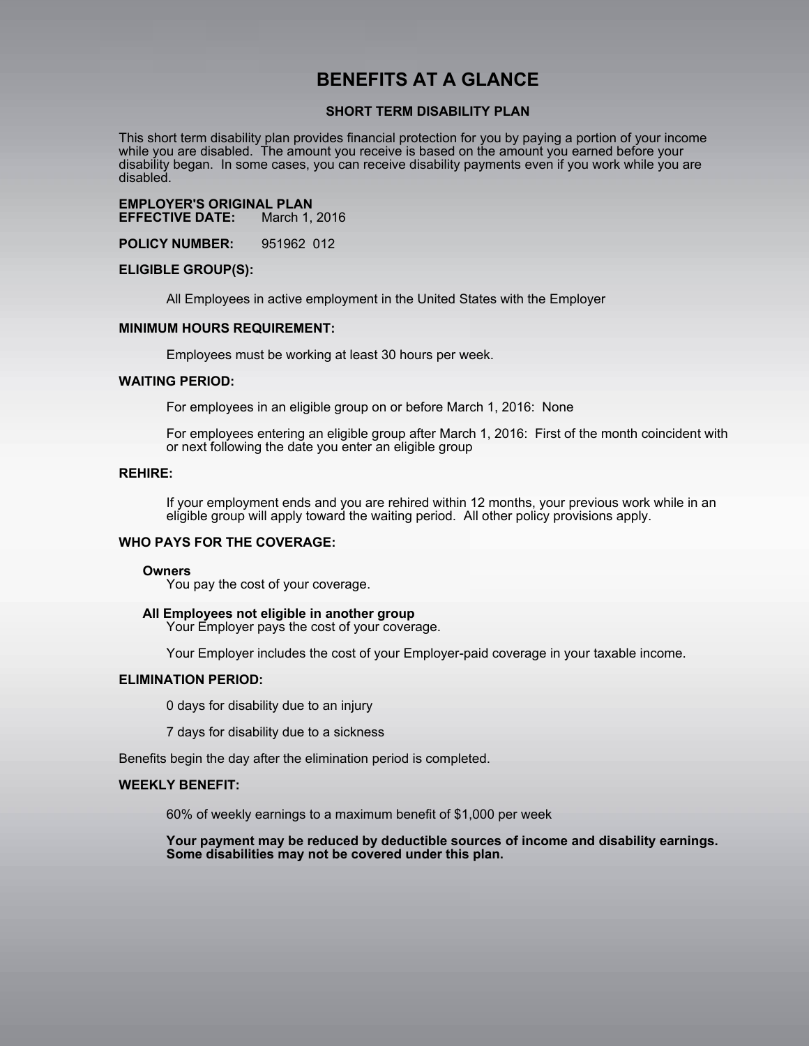# BENEFITS AT A GLANCE

## SHORT TERM DISABILITY PLAN

This short term disability plan provides financial protection for you by paying a portion of your income while you are disabled. The amount you receive is based on the amount you earned before your disability began. In some cases, you can receive disability payments even if you work while you are disabled.

**EMPLOYER'S ORIGINAL PLAN**
**EFFECTIVE DATE:** March 1, 2016

**POLICY NUMBER:** 951962 012

**ELIGIBLE GROUP(S):**

All Employees in active employment in the United States with the Employer

**MINIMUM HOURS REQUIREMENT:**

Employees must be working at least 30 hours per week.

**WAITING PERIOD:**

For employees in an eligible group on or before March 1, 2016: None

For employees entering an eligible group after March 1, 2016: First of the month coincident with or next following the date you enter an eligible group

**REHIRE:**

If your employment ends and you are rehired within 12 months, your previous work while in an eligible group will apply toward the waiting period. All other policy provisions apply.

**WHO PAYS FOR THE COVERAGE:**

**Owners**
You pay the cost of your coverage.

**All Employees not eligible in another group**
Your Employer pays the cost of your coverage.

Your Employer includes the cost of your Employer-paid coverage in your taxable income.

**ELIMINATION PERIOD:**

0 days for disability due to an injury

7 days for disability due to a sickness

Benefits begin the day after the elimination period is completed.

**WEEKLY BENEFIT:**

60% of weekly earnings to a maximum benefit of $1,000 per week

**Your payment may be reduced by deductible sources of income and disability earnings. Some disabilities may not be covered under this plan.**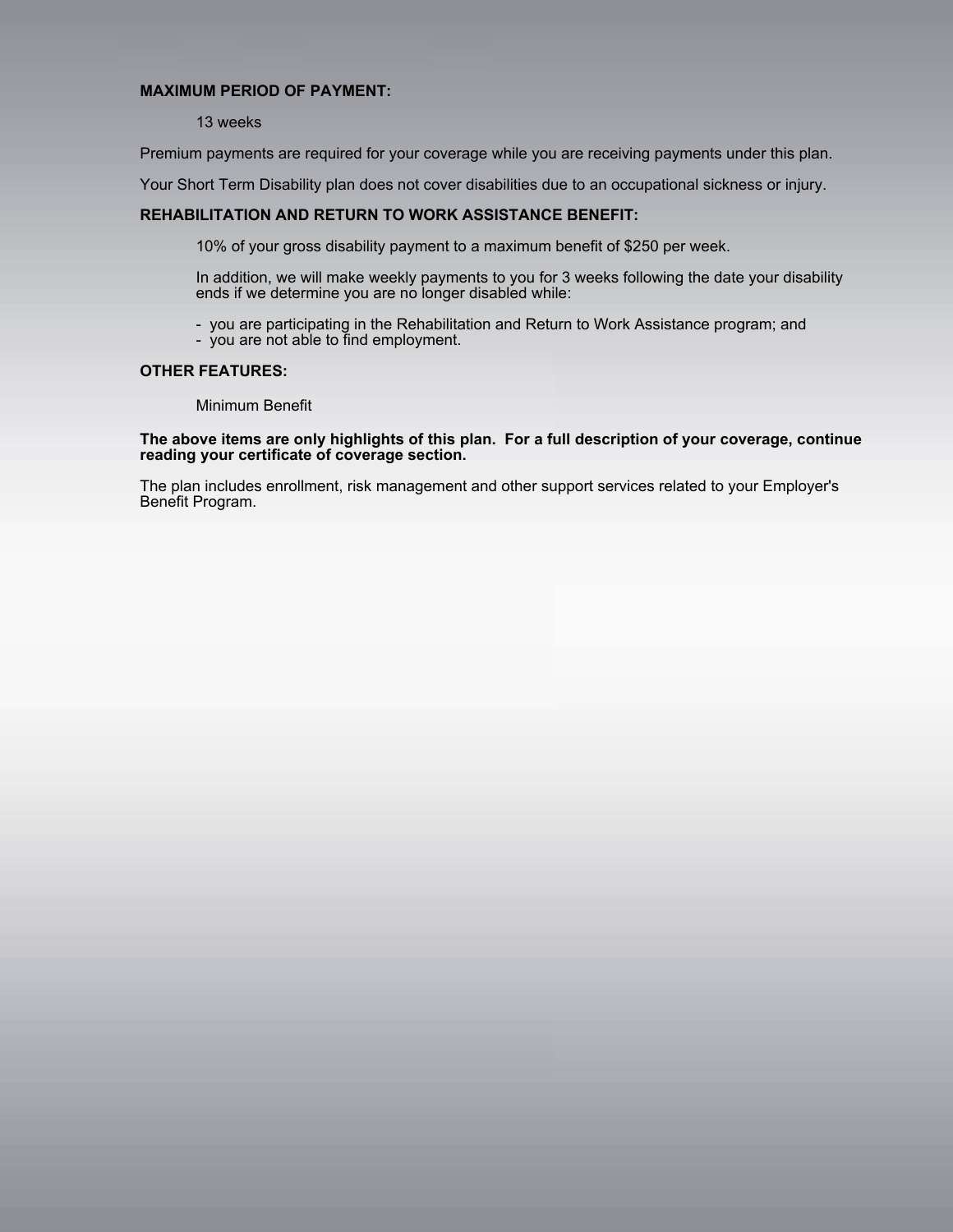**MAXIMUM PERIOD OF PAYMENT:**

13 weeks

Premium payments are required for your coverage while you are receiving payments under this plan.

Your Short Term Disability plan does not cover disabilities due to an occupational sickness or injury.

**REHABILITATION AND RETURN TO WORK ASSISTANCE BENEFIT:**

10% of your gross disability payment to a maximum benefit of $250 per week.

In addition, we will make weekly payments to you for 3 weeks following the date your disability ends if we determine you are no longer disabled while:

- you are participating in the Rehabilitation and Return to Work Assistance program; and
- you are not able to find employment.

**OTHER FEATURES:**

Minimum Benefit

**The above items are only highlights of this plan. For a full description of your coverage, continue reading your certificate of coverage section.**

The plan includes enrollment, risk management and other support services related to your Employer's Benefit Program.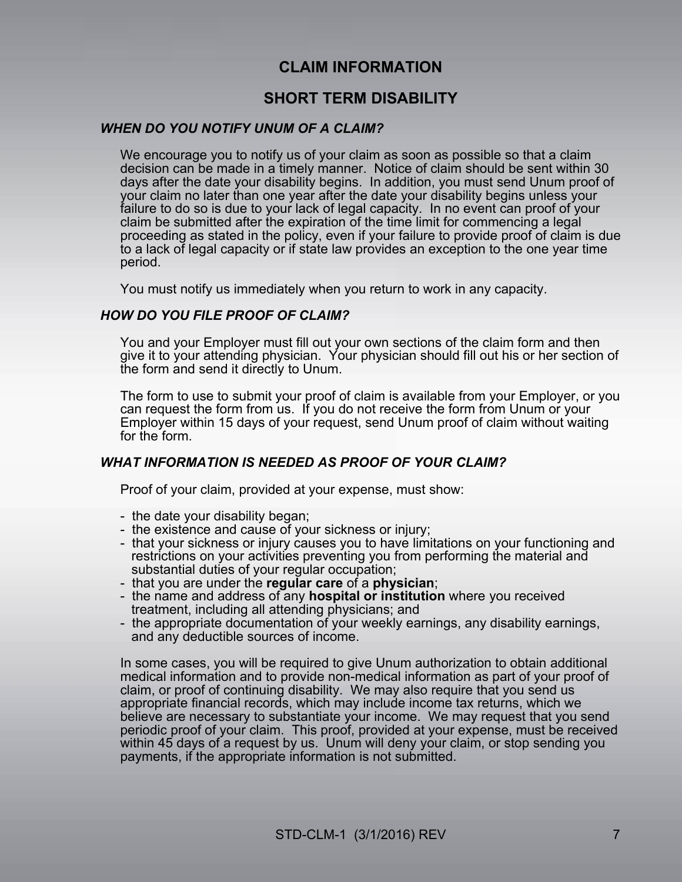## CLAIM INFORMATION

## SHORT TERM DISABILITY

### *WHEN DO YOU NOTIFY UNUM OF A CLAIM?*

We encourage you to notify us of your claim as soon as possible so that a claim decision can be made in a timely manner. Notice of claim should be sent within 30 days after the date your disability begins. In addition, you must send Unum proof of your claim no later than one year after the date your disability begins unless your failure to do so is due to your lack of legal capacity. In no event can proof of your claim be submitted after the expiration of the time limit for commencing a legal proceeding as stated in the policy, even if your failure to provide proof of claim is due to a lack of legal capacity or if state law provides an exception to the one year time period.

You must notify us immediately when you return to work in any capacity.

### *HOW DO YOU FILE PROOF OF CLAIM?*

You and your Employer must fill out your own sections of the claim form and then give it to your attending physician. Your physician should fill out his or her section of the form and send it directly to Unum.

The form to use to submit your proof of claim is available from your Employer, or you can request the form from us. If you do not receive the form from Unum or your Employer within 15 days of your request, send Unum proof of claim without waiting for the form.

### *WHAT INFORMATION IS NEEDED AS PROOF OF YOUR CLAIM?*

Proof of your claim, provided at your expense, must show:

- the date your disability began;
- the existence and cause of your sickness or injury;
- that your sickness or injury causes you to have limitations on your functioning and restrictions on your activities preventing you from performing the material and substantial duties of your regular occupation;
- that you are under the **regular care** of a **physician**;
- the name and address of any **hospital or institution** where you received treatment, including all attending physicians; and
- the appropriate documentation of your weekly earnings, any disability earnings, and any deductible sources of income.

In some cases, you will be required to give Unum authorization to obtain additional medical information and to provide non-medical information as part of your proof of claim, or proof of continuing disability. We may also require that you send us appropriate financial records, which may include income tax returns, which we believe are necessary to substantiate your income. We may request that you send periodic proof of your claim. This proof, provided at your expense, must be received within 45 days of a request by us. Unum will deny your claim, or stop sending you payments, if the appropriate information is not submitted.

STD-CLM-1 (3/1/2016) REV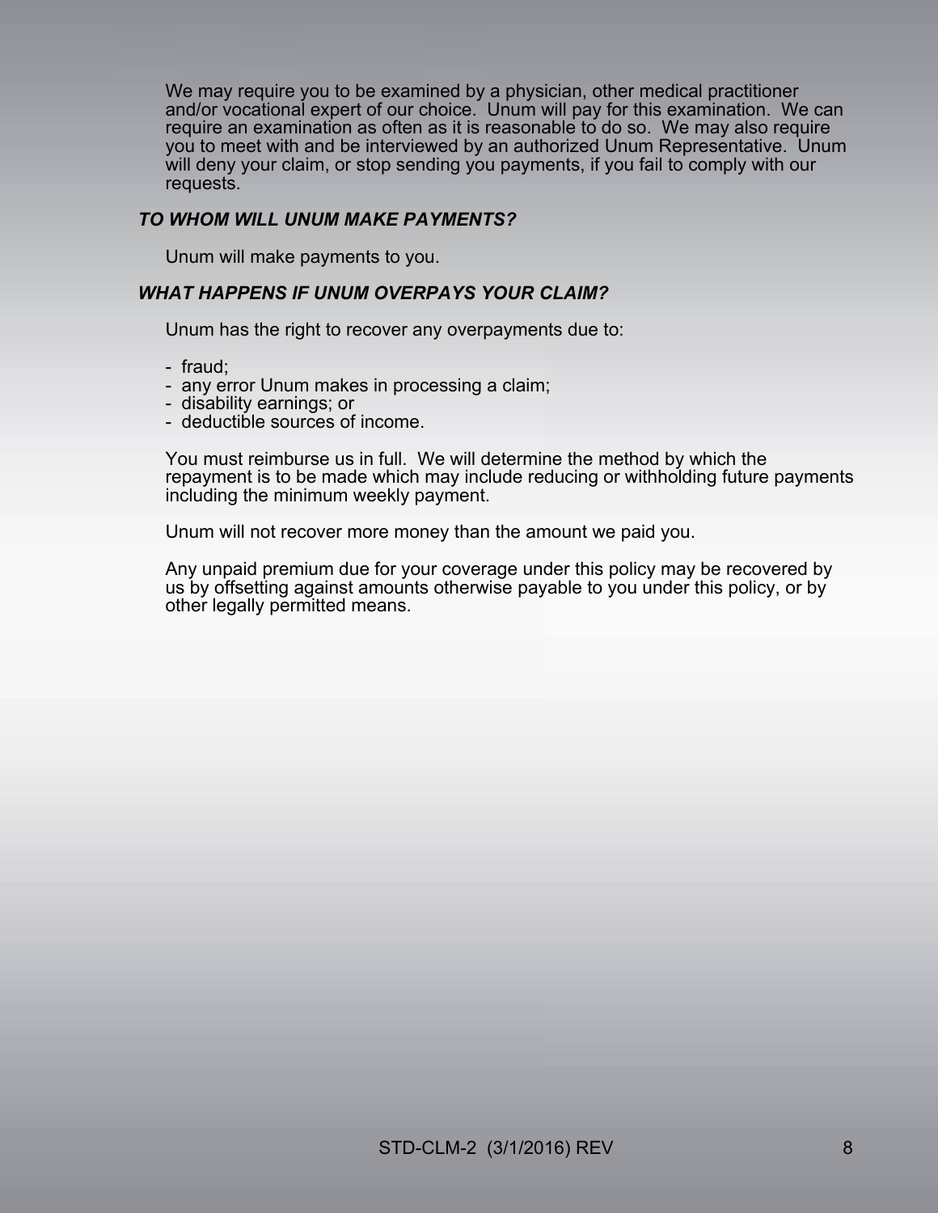We may require you to be examined by a physician, other medical practitioner and/or vocational expert of our choice. Unum will pay for this examination. We can require an examination as often as it is reasonable to do so. We may also require you to meet with and be interviewed by an authorized Unum Representative. Unum will deny your claim, or stop sending you payments, if you fail to comply with our requests.

***TO WHOM WILL UNUM MAKE PAYMENTS?***

Unum will make payments to you.

***WHAT HAPPENS IF UNUM OVERPAYS YOUR CLAIM?***

Unum has the right to recover any overpayments due to:

- fraud;
- any error Unum makes in processing a claim;
- disability earnings; or
- deductible sources of income.

You must reimburse us in full. We will determine the method by which the repayment is to be made which may include reducing or withholding future payments including the minimum weekly payment.

Unum will not recover more money than the amount we paid you.

Any unpaid premium due for your coverage under this policy may be recovered by us by offsetting against amounts otherwise payable to you under this policy, or by other legally permitted means.

STD-CLM-2 (3/1/2016) REV